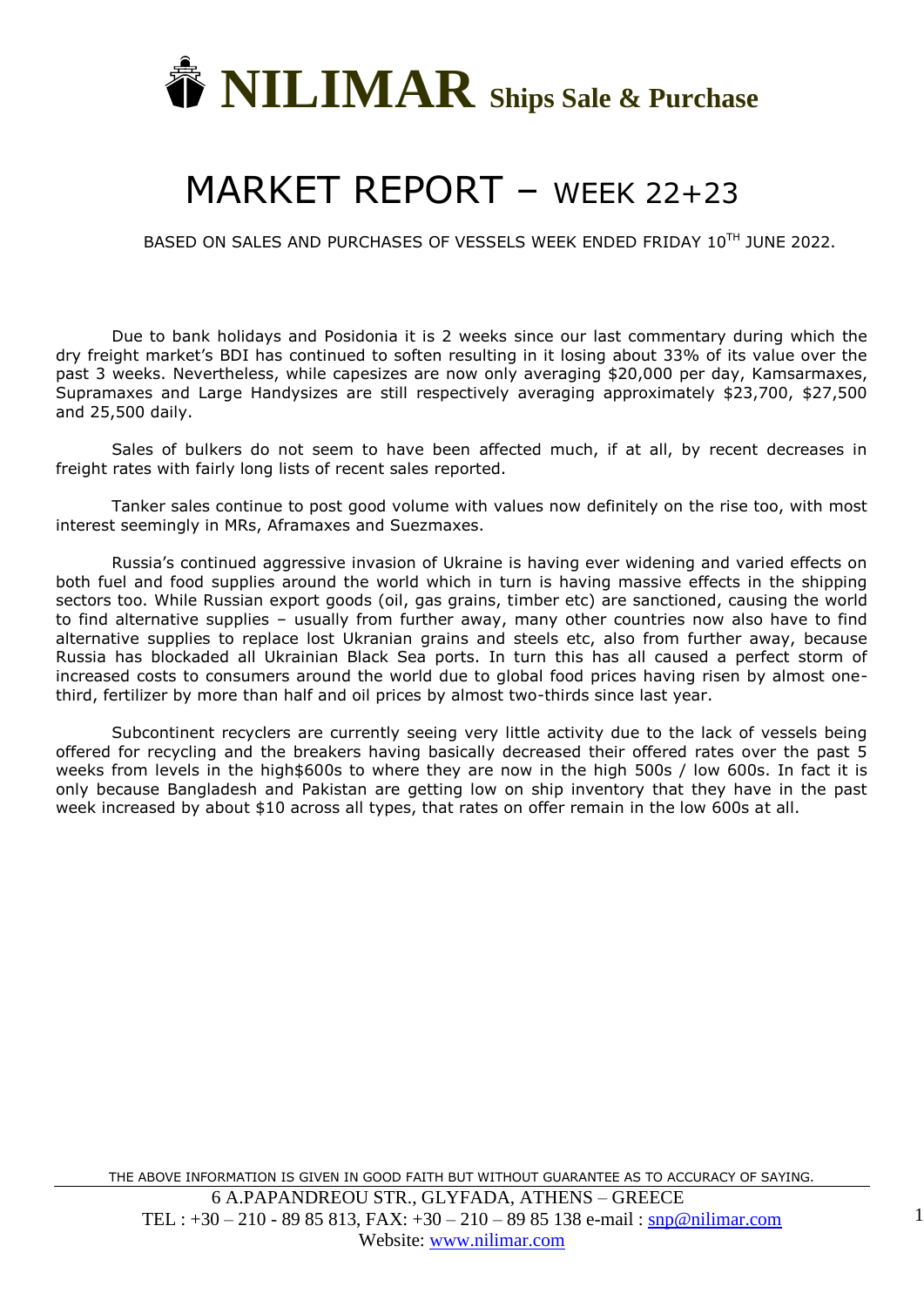# NILIMAR Ships Sale & Purchase

# MARKET REPORT – WEEK 22+23

BASED ON SALES AND PURCHASES OF VESSELS WEEK ENDED FRIDAY 10TH JUNE 2022.

Due to bank holidays and Posidonia it is 2 weeks since our last commentary during which the dry freight market's BDI has continued to soften resulting in it losing about 33% of its value over the past 3 weeks. Nevertheless, while capesizes are now only averaging \$20,000 per day, Kamsarmaxes, Supramaxes and Large Handysizes are still respectively averaging approximately \$23,700, \$27,500 and 25,500 daily.

Sales of bulkers do not seem to have been affected much, if at all, by recent decreases in freight rates with fairly long lists of recent sales reported.

Tanker sales continue to post good volume with values now definitely on the rise too, with most interest seemingly in MRs, Aframaxes and Suezmaxes.

Russia's continued aggressive invasion of Ukraine is having ever widening and varied effects on both fuel and food supplies around the world which in turn is having massive effects in the shipping sectors too. While Russian export goods (oil, gas grains, timber etc) are sanctioned, causing the world to find alternative supplies – usually from further away, many other countries now also have to find alternative supplies to replace lost Ukranian grains and steels etc, also from further away, because Russia has blockaded all Ukrainian Black Sea ports. In turn this has all caused a perfect storm of increased costs to consumers around the world due to global food prices having risen by almost one-third, fertilizer by more than half and oil prices by almost two-thirds since last year.

Subcontinent recyclers are currently seeing very little activity due to the lack of vessels being offered for recycling and the breakers having basically decreased their offered rates over the past 5 weeks from levels in the high\$600s to where they are now in the high 500s / low 600s. In fact it is only because Bangladesh and Pakistan are getting low on ship inventory that they have in the past week increased by about \$10 across all types, that rates on offer remain in the low 600s at all.

THE ABOVE INFORMATION IS GIVEN IN GOOD FAITH BUT WITHOUT GUARANTEE AS TO ACCURACY OF SAYING.

6 A.PAPANDREOU STR., GLYFADA, ATHENS – GREECE
TEL : +30 – 210 - 89 85 813, FAX: +30 – 210 – 89 85 138 e-mail : snp@nilimar.com
Website: www.nilimar.com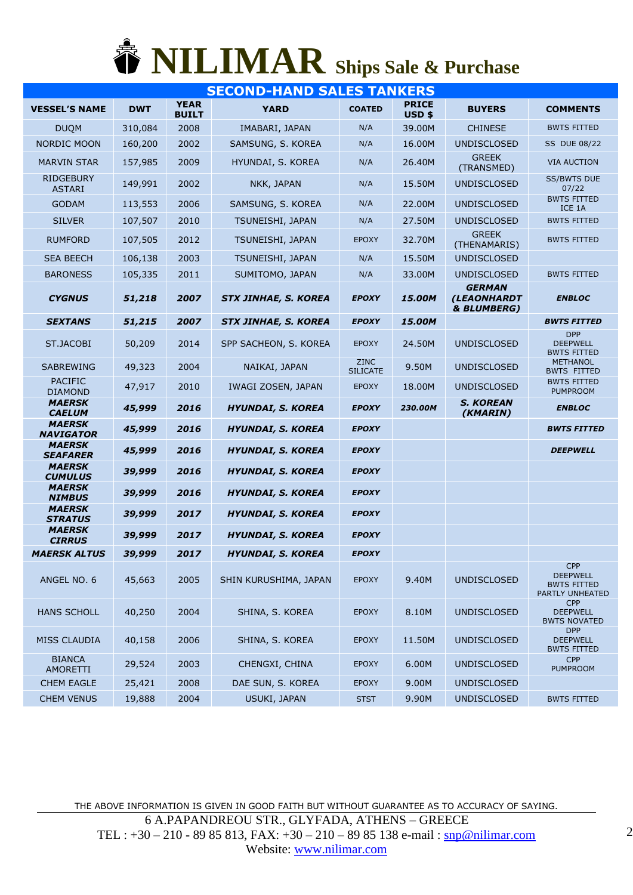# NILIMAR Ships Sale & Purchase

## SECOND-HAND SALES TANKERS

| VESSEL'S NAME | DWT | YEAR BUILT | YARD | COATED | PRICE USD $ | BUYERS | COMMENTS |
|---|---|---|---|---|---|---|---|
| DUQM | 310,084 | 2008 | IMABARI, JAPAN | N/A | 39.00M | CHINESE | BWTS FITTED |
| NORDIC MOON | 160,200 | 2002 | SAMSUNG, S. KOREA | N/A | 16.00M | UNDISCLOSED | SS DUE 08/22 |
| MARVIN STAR | 157,985 | 2009 | HYUNDAI, S. KOREA | N/A | 26.40M | GREEK (TRANSMED) | VIA AUCTION |
| RIDGEBURY ASTARI | 149,991 | 2002 | NKK, JAPAN | N/A | 15.50M | UNDISCLOSED | SS/BWTS DUE 07/22 |
| GODAM | 113,553 | 2006 | SAMSUNG, S. KOREA | N/A | 22.00M | UNDISCLOSED | BWTS FITTED ICE 1A |
| SILVER | 107,507 | 2010 | TSUNEISHI, JAPAN | N/A | 27.50M | UNDISCLOSED | BWTS FITTED |
| RUMFORD | 107,505 | 2012 | TSUNEISHI, JAPAN | EPOXY | 32.70M | GREEK (THENAMARIS) | BWTS FITTED |
| SEA BEECH | 106,138 | 2003 | TSUNEISHI, JAPAN | N/A | 15.50M | UNDISCLOSED | |
| BARONESS | 105,335 | 2011 | SUMITOMO, JAPAN | N/A | 33.00M | UNDISCLOSED | BWTS FITTED |
| ***CYGNUS*** | ***51,218*** | ***2007*** | ***STX JINHAE, S. KOREA*** | ***EPOXY*** | ***15.00M*** | ***GERMAN (LEAONHARDT & BLUMBERG)*** | ***ENBLOC*** |
| ***SEXTANS*** | ***51,215*** | ***2007*** | ***STX JINHAE, S. KOREA*** | ***EPOXY*** | ***15.00M*** | | ***BWTS FITTED*** |
| ST.JACOBI | 50,209 | 2014 | SPP SACHEON, S. KOREA | EPOXY | 24.50M | UNDISCLOSED | DPP DEEPWELL BWTS FITTED |
| SABREWING | 49,323 | 2004 | NAIKAI, JAPAN | ZINC SILICATE | 9.50M | UNDISCLOSED | METHANOL BWTS FITTED |
| PACIFIC DIAMOND | 47,917 | 2010 | IWAGI ZOSEN, JAPAN | EPOXY | 18.00M | UNDISCLOSED | BWTS FITTED PUMPROOM |
| ***MAERSK CAELUM*** | ***45,999*** | ***2016*** | ***HYUNDAI, S. KOREA*** | ***EPOXY*** | ***230.00M*** | ***S. KOREAN (KMARIN)*** | ***ENBLOC*** |
| ***MAERSK NAVIGATOR*** | ***45,999*** | ***2016*** | ***HYUNDAI, S. KOREA*** | ***EPOXY*** | | | ***BWTS FITTED*** |
| ***MAERSK SEAFARER*** | ***45,999*** | ***2016*** | ***HYUNDAI, S. KOREA*** | ***EPOXY*** | | | ***DEEPWELL*** |
| ***MAERSK CUMULUS*** | ***39,999*** | ***2016*** | ***HYUNDAI, S. KOREA*** | ***EPOXY*** | | | |
| ***MAERSK NIMBUS*** | ***39,999*** | ***2016*** | ***HYUNDAI, S. KOREA*** | ***EPOXY*** | | | |
| ***MAERSK STRATUS*** | ***39,999*** | ***2017*** | ***HYUNDAI, S. KOREA*** | ***EPOXY*** | | | |
| ***MAERSK CIRRUS*** | ***39,999*** | ***2017*** | ***HYUNDAI, S. KOREA*** | ***EPOXY*** | | | |
| ***MAERSK ALTUS*** | ***39,999*** | ***2017*** | ***HYUNDAI, S. KOREA*** | ***EPOXY*** | | | |
| ANGEL NO. 6 | 45,663 | 2005 | SHIN KURUSHIMA, JAPAN | EPOXY | 9.40M | UNDISCLOSED | CPP DEEPWELL BWTS FITTED PARTLY UNHEATED |
| HANS SCHOLL | 40,250 | 2004 | SHINA, S. KOREA | EPOXY | 8.10M | UNDISCLOSED | CPP DEEPWELL BWTS NOVATED |
| MISS CLAUDIA | 40,158 | 2006 | SHINA, S. KOREA | EPOXY | 11.50M | UNDISCLOSED | DPP DEEPWELL BWTS FITTED |
| BIANCA AMORETTI | 29,524 | 2003 | CHENGXI, CHINA | EPOXY | 6.00M | UNDISCLOSED | CPP PUMPROOM |
| CHEM EAGLE | 25,421 | 2008 | DAE SUN, S. KOREA | EPOXY | 9.00M | UNDISCLOSED | |
| CHEM VENUS | 19,888 | 2004 | USUKI, JAPAN | STST | 9.90M | UNDISCLOSED | BWTS FITTED |

THE ABOVE INFORMATION IS GIVEN IN GOOD FAITH BUT WITHOUT GUARANTEE AS TO ACCURACY OF SAYING.

6 A.PAPANDREOU STR., GLYFADA, ATHENS – GREECE
TEL : +30 – 210 - 89 85 813, FAX: +30 – 210 – 89 85 138 e-mail : snp@nilimar.com
Website: www.nilimar.com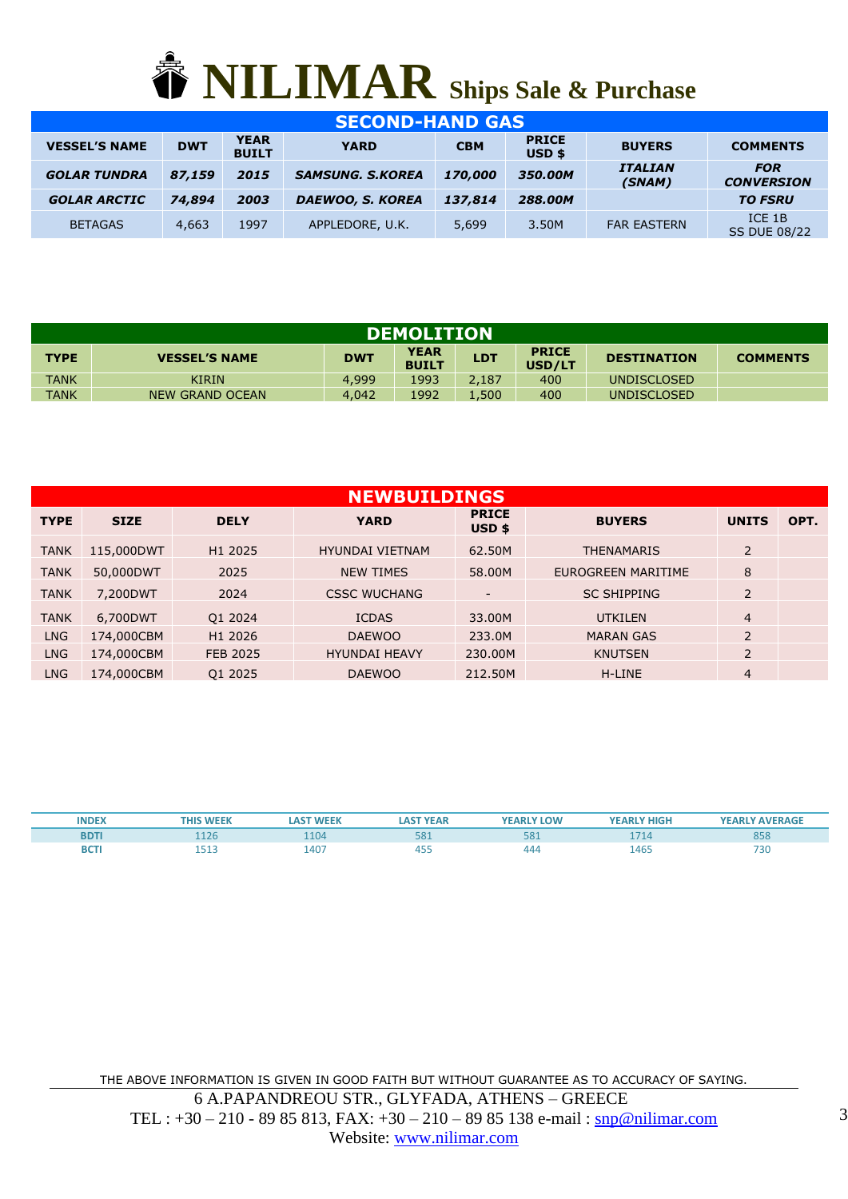# NILIMAR Ships Sale & Purchase

## SECOND-HAND GAS

| VESSEL'S NAME | DWT | YEAR BUILT | YARD | CBM | PRICE USD $ | BUYERS | COMMENTS |
|---|---|---|---|---|---|---|---|
| ***GOLAR TUNDRA*** | ***87,159*** | ***2015*** | ***SAMSUNG. S.KOREA*** | ***170,000*** | ***350.00M*** | ***ITALIAN (SNAM)*** | ***FOR CONVERSION*** |
| ***GOLAR ARCTIC*** | ***74,894*** | ***2003*** | ***DAEWOO, S. KOREA*** | ***137,814*** | ***288.00M*** | | ***TO FSRU*** |
| BETAGAS | 4,663 | 1997 | APPLEDORE, U.K. | 5,699 | 3.50M | FAR EASTERN | ICE 1B SS DUE 08/22 |

## DEMOLITION

| TYPE | VESSEL'S NAME | DWT | YEAR BUILT | LDT | PRICE USD/LT | DESTINATION | COMMENTS |
|---|---|---|---|---|---|---|---|
| TANK | KIRIN | 4,999 | 1993 | 2,187 | 400 | UNDISCLOSED | |
| TANK | NEW GRAND OCEAN | 4,042 | 1992 | 1,500 | 400 | UNDISCLOSED | |

## NEWBUILDINGS

| TYPE | SIZE | DELY | YARD | PRICE USD $ | BUYERS | UNITS | OPT. |
|---|---|---|---|---|---|---|---|
| TANK | 115,000DWT | H1 2025 | HYUNDAI VIETNAM | 62.50M | THENAMARIS | 2 | |
| TANK | 50,000DWT | 2025 | NEW TIMES | 58.00M | EUROGREEN MARITIME | 8 | |
| TANK | 7,200DWT | 2024 | CSSC WUCHANG | - | SC SHIPPING | 2 | |
| TANK | 6,700DWT | Q1 2024 | ICDAS | 33.00M | UTKILEN | 4 | |
| LNG | 174,000CBM | H1 2026 | DAEWOO | 233.0M | MARAN GAS | 2 | |
| LNG | 174,000CBM | FEB 2025 | HYUNDAI HEAVY | 230.00M | KNUTSEN | 2 | |
| LNG | 174,000CBM | Q1 2025 | DAEWOO | 212.50M | H-LINE | 4 | |

| INDEX | THIS WEEK | LAST WEEK | LAST YEAR | YEARLY LOW | YEARLY HIGH | YEARLY AVERAGE |
|---|---|---|---|---|---|---|
| BDTI | 1126 | 1104 | 581 | 581 | 1714 | 858 |
| BCTI | 1513 | 1407 | 455 | 444 | 1465 | 730 |

THE ABOVE INFORMATION IS GIVEN IN GOOD FAITH BUT WITHOUT GUARANTEE AS TO ACCURACY OF SAYING.

6 A.PAPANDREOU STR., GLYFADA, ATHENS – GREECE
TEL : +30 – 210 - 89 85 813, FAX: +30 – 210 – 89 85 138 e-mail : snp@nilimar.com
Website: www.nilimar.com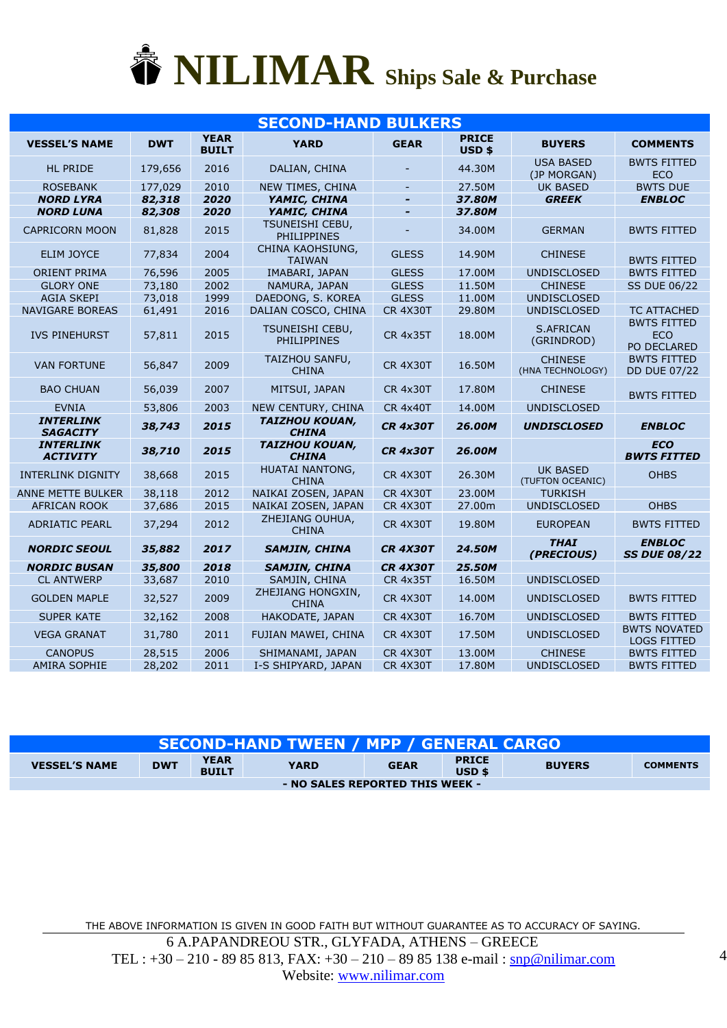# NILIMAR Ships Sale & Purchase

## SECOND-HAND BULKERS

| VESSEL'S NAME | DWT | YEAR BUILT | YARD | GEAR | PRICE USD $ | BUYERS | COMMENTS |
|---|---|---|---|---|---|---|---|
| HL PRIDE | 179,656 | 2016 | DALIAN, CHINA | - | 44.30M | USA BASED (JP MORGAN) | BWTS FITTED ECO |
| ROSEBANK | 177,029 | 2010 | NEW TIMES, CHINA | - | 27.50M | UK BASED | BWTS DUE |
| ***NORD LYRA*** | ***82,318*** | ***2020*** | ***YAMIC, CHINA*** | ***-*** | ***37.80M*** | ***GREEK*** | ***ENBLOC*** |
| ***NORD LUNA*** | ***82,308*** | ***2020*** | ***YAMIC, CHINA*** | ***-*** | ***37.80M*** | | |
| CAPRICORN MOON | 81,828 | 2015 | TSUNEISHI CEBU, PHILIPPINES | - | 34.00M | GERMAN | BWTS FITTED |
| ELIM JOYCE | 77,834 | 2004 | CHINA KAOHSIUNG, TAIWAN | GLESS | 14.90M | CHINESE | BWTS FITTED |
| ORIENT PRIMA | 76,596 | 2005 | IMABARI, JAPAN | GLESS | 17.00M | UNDISCLOSED | BWTS FITTED |
| GLORY ONE | 73,180 | 2002 | NAMURA, JAPAN | GLESS | 11.50M | CHINESE | SS DUE 06/22 |
| AGIA SKEPI | 73,018 | 1999 | DAEDONG, S. KOREA | GLESS | 11.00M | UNDISCLOSED | |
| NAVIGARE BOREAS | 61,491 | 2016 | DALIAN COSCO, CHINA | CR 4X30T | 29.80M | UNDISCLOSED | TC ATTACHED |
| IVS PINEHURST | 57,811 | 2015 | TSUNEISHI CEBU, PHILIPPINES | CR 4x35T | 18.00M | S.AFRICAN (GRINDROD) | BWTS FITTED ECO PO DECLARED |
| VAN FORTUNE | 56,847 | 2009 | TAIZHOU SANFU, CHINA | CR 4X30T | 16.50M | CHINESE (HNA TECHNOLOGY) | BWTS FITTED DD DUE 07/22 |
| BAO CHUAN | 56,039 | 2007 | MITSUI, JAPAN | CR 4x30T | 17.80M | CHINESE | BWTS FITTED |
| EVNIA | 53,806 | 2003 | NEW CENTURY, CHINA | CR 4x40T | 14.00M | UNDISCLOSED | |
| ***INTERLINK SAGACITY*** | ***38,743*** | ***2015*** | ***TAIZHOU KOUAN, CHINA*** | ***CR 4x30T*** | ***26.00M*** | ***UNDISCLOSED*** | ***ENBLOC*** |
| ***INTERLINK ACTIVITY*** | ***38,710*** | ***2015*** | ***TAIZHOU KOUAN, CHINA*** | ***CR 4x30T*** | ***26.00M*** | | ***ECO BWTS FITTED*** |
| INTERLINK DIGNITY | 38,668 | 2015 | HUATAI NANTONG, CHINA | CR 4X30T | 26.30M | UK BASED (TUFTON OCEANIC) | OHBS |
| ANNE METTE BULKER | 38,118 | 2012 | NAIKAI ZOSEN, JAPAN | CR 4X30T | 23.00M | TURKISH | |
| AFRICAN ROOK | 37,686 | 2015 | NAIKAI ZOSEN, JAPAN | CR 4X30T | 27.00m | UNDISCLOSED | OHBS |
| ADRIATIC PEARL | 37,294 | 2012 | ZHEJIANG OUHUA, CHINA | CR 4X30T | 19.80M | EUROPEAN | BWTS FITTED |
| ***NORDIC SEOUL*** | ***35,882*** | ***2017*** | ***SAMJIN, CHINA*** | ***CR 4X30T*** | ***24.50M*** | ***THAI (PRECIOUS)*** | ***ENBLOC SS DUE 08/22*** |
| ***NORDIC BUSAN*** | ***35,800*** | ***2018*** | ***SAMJIN, CHINA*** | ***CR 4X30T*** | ***25.50M*** | | |
| CL ANTWERP | 33,687 | 2010 | SAMJIN, CHINA | CR 4x35T | 16.50M | UNDISCLOSED | |
| GOLDEN MAPLE | 32,527 | 2009 | ZHEJIANG HONGXIN, CHINA | CR 4X30T | 14.00M | UNDISCLOSED | BWTS FITTED |
| SUPER KATE | 32,162 | 2008 | HAKODATE, JAPAN | CR 4X30T | 16.70M | UNDISCLOSED | BWTS FITTED |
| VEGA GRANAT | 31,780 | 2011 | FUJIAN MAWEI, CHINA | CR 4X30T | 17.50M | UNDISCLOSED | BWTS NOVATED LOGS FITTED |
| CANOPUS | 28,515 | 2006 | SHIMANAMI, JAPAN | CR 4X30T | 13.00M | CHINESE | BWTS FITTED |
| AMIRA SOPHIE | 28,202 | 2011 | I-S SHIPYARD, JAPAN | CR 4X30T | 17.80M | UNDISCLOSED | BWTS FITTED |

## SECOND-HAND TWEEN / MPP / GENERAL CARGO

| VESSEL'S NAME | DWT | YEAR BUILT | YARD | GEAR | PRICE USD $ | BUYERS | COMMENTS |
|---|---|---|---|---|---|---|---|
| **- NO SALES REPORTED THIS WEEK -** | | | | | | | |

THE ABOVE INFORMATION IS GIVEN IN GOOD FAITH BUT WITHOUT GUARANTEE AS TO ACCURACY OF SAYING.

6 A.PAPANDREOU STR., GLYFADA, ATHENS – GREECE
TEL : +30 – 210 - 89 85 813, FAX: +30 – 210 – 89 85 138 e-mail : snp@nilimar.com
Website: www.nilimar.com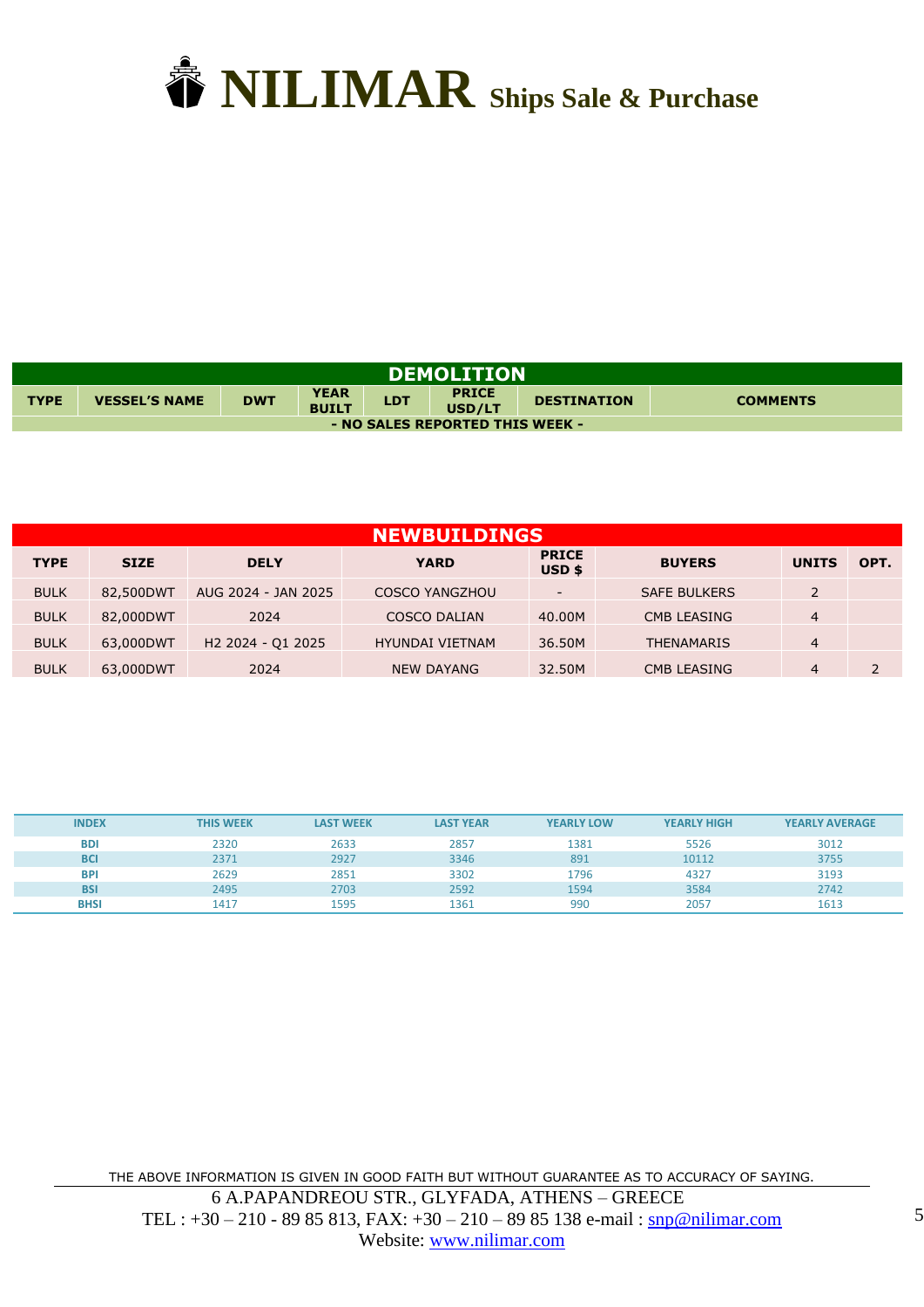# NILIMAR Ships Sale & Purchase

## DEMOLITION

| TYPE | VESSEL'S NAME | DWT | YEAR BUILT | LDT | PRICE USD/LT | DESTINATION | COMMENTS |
|---|---|---|---|---|---|---|---|
| - NO SALES REPORTED THIS WEEK - | | | | | | | |

## NEWBUILDINGS

| TYPE | SIZE | DELY | YARD | PRICE USD $ | BUYERS | UNITS | OPT. |
|---|---|---|---|---|---|---|---|
| BULK | 82,500DWT | AUG 2024 - JAN 2025 | COSCO YANGZHOU | - | SAFE BULKERS | 2 | |
| BULK | 82,000DWT | 2024 | COSCO DALIAN | 40.00M | CMB LEASING | 4 | |
| BULK | 63,000DWT | H2 2024 - Q1 2025 | HYUNDAI VIETNAM | 36.50M | THENAMARIS | 4 | |
| BULK | 63,000DWT | 2024 | NEW DAYANG | 32.50M | CMB LEASING | 4 | 2 |

| INDEX | THIS WEEK | LAST WEEK | LAST YEAR | YEARLY LOW | YEARLY HIGH | YEARLY AVERAGE |
|---|---|---|---|---|---|---|
| BDI | 2320 | 2633 | 2857 | 1381 | 5526 | 3012 |
| BCI | 2371 | 2927 | 3346 | 891 | 10112 | 3755 |
| BPI | 2629 | 2851 | 3302 | 1796 | 4327 | 3193 |
| BSI | 2495 | 2703 | 2592 | 1594 | 3584 | 2742 |
| BHSI | 1417 | 1595 | 1361 | 990 | 2057 | 1613 |

THE ABOVE INFORMATION IS GIVEN IN GOOD FAITH BUT WITHOUT GUARANTEE AS TO ACCURACY OF SAYING.

6 A.PAPANDREOU STR., GLYFADA, ATHENS – GREECE
TEL : +30 – 210 - 89 85 813, FAX: +30 – 210 – 89 85 138 e-mail : snp@nilimar.com
Website: www.nilimar.com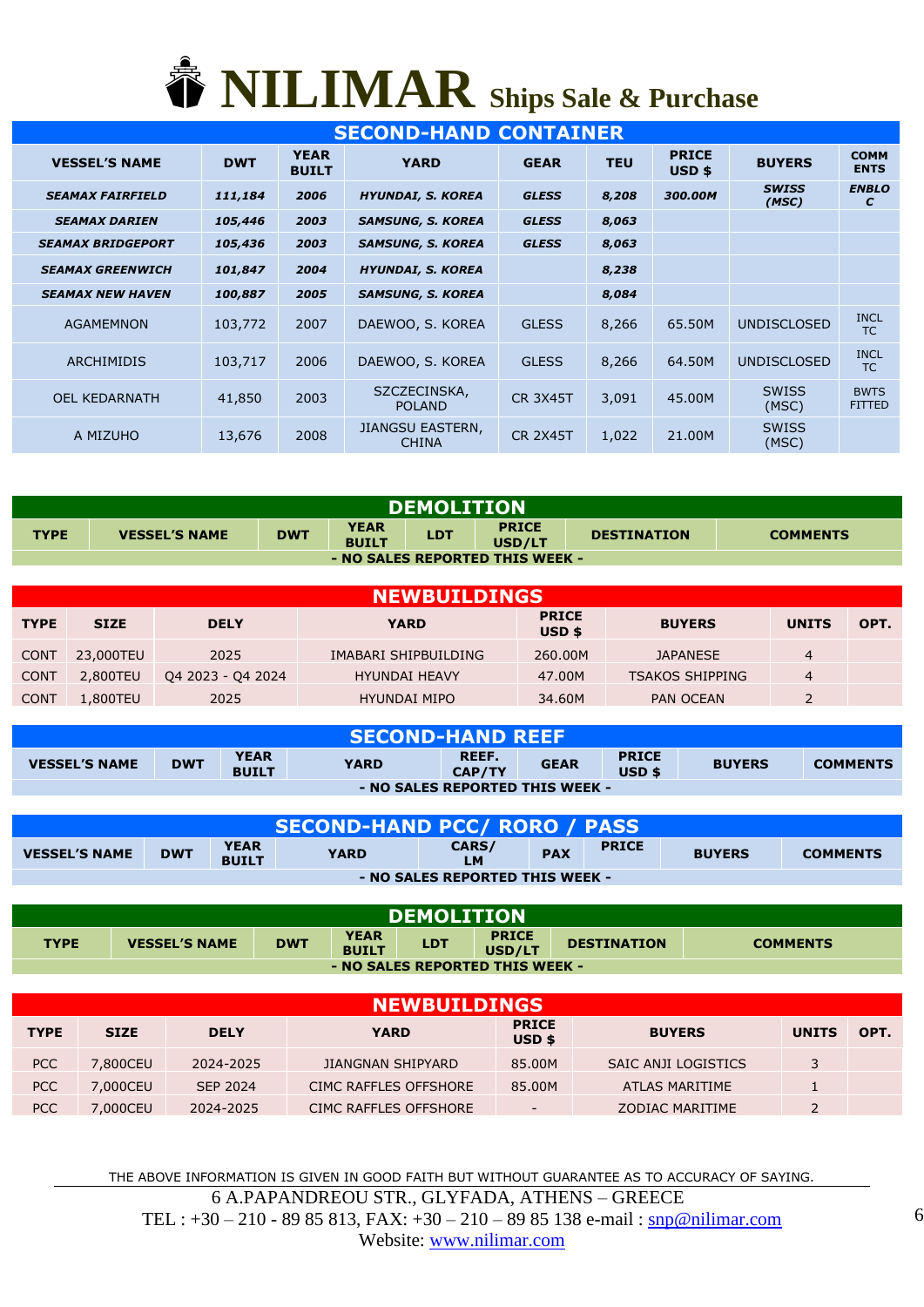# NILIMAR Ships Sale & Purchase

## SECOND-HAND CONTAINER

| VESSEL'S NAME | DWT | YEAR BUILT | YARD | GEAR | TEU | PRICE USD $ | BUYERS | COMMENTS |
|---|---|---|---|---|---|---|---|---|
| ***SEAMAX FAIRFIELD*** | ***111,184*** | ***2006*** | ***HYUNDAI, S. KOREA*** | ***GLESS*** | ***8,208*** | ***300.00M*** | ***SWISS (MSC)*** | ***ENBLOC*** |
| ***SEAMAX DARIEN*** | ***105,446*** | ***2003*** | ***SAMSUNG, S. KOREA*** | ***GLESS*** | ***8,063*** | | | |
| ***SEAMAX BRIDGEPORT*** | ***105,436*** | ***2003*** | ***SAMSUNG, S. KOREA*** | ***GLESS*** | ***8,063*** | | | |
| ***SEAMAX GREENWICH*** | ***101,847*** | ***2004*** | ***HYUNDAI, S. KOREA*** | | ***8,238*** | | | |
| ***SEAMAX NEW HAVEN*** | ***100,887*** | ***2005*** | ***SAMSUNG, S. KOREA*** | | ***8,084*** | | | |
| AGAMEMNON | 103,772 | 2007 | DAEWOO, S. KOREA | GLESS | 8,266 | 65.50M | UNDISCLOSED | INCL TC |
| ARCHIMIDIS | 103,717 | 2006 | DAEWOO, S. KOREA | GLESS | 8,266 | 64.50M | UNDISCLOSED | INCL TC |
| OEL KEDARNATH | 41,850 | 2003 | SZCZECINSKA, POLAND | CR 3X45T | 3,091 | 45.00M | SWISS (MSC) | BWTS FITTED |
| A MIZUHO | 13,676 | 2008 | JIANGSU EASTERN, CHINA | CR 2X45T | 1,022 | 21.00M | SWISS (MSC) | |

## DEMOLITION

| TYPE | VESSEL'S NAME | DWT | YEAR BUILT | LDT | PRICE USD/LT | DESTINATION | COMMENTS |
|---|---|---|---|---|---|---|---|

**- NO SALES REPORTED THIS WEEK -**

## NEWBUILDINGS

| TYPE | SIZE | DELY | YARD | PRICE USD $ | BUYERS | UNITS | OPT. |
|---|---|---|---|---|---|---|---|
| CONT | 23,000TEU | 2025 | IMABARI SHIPBUILDING | 260.00M | JAPANESE | 4 | |
| CONT | 2,800TEU | Q4 2023 - Q4 2024 | HYUNDAI HEAVY | 47.00M | TSAKOS SHIPPING | 4 | |
| CONT | 1,800TEU | 2025 | HYUNDAI MIPO | 34.60M | PAN OCEAN | 2 | |

## SECOND-HAND REEF

| VESSEL'S NAME | DWT | YEAR BUILT | YARD | REEF. CAP/TY | GEAR | PRICE USD $ | BUYERS | COMMENTS |
|---|---|---|---|---|---|---|---|---|

**- NO SALES REPORTED THIS WEEK -**

## SECOND-HAND PCC/ RORO / PASS

| VESSEL'S NAME | DWT | YEAR BUILT | YARD | CARS/ LM | PAX | PRICE | BUYERS | COMMENTS |
|---|---|---|---|---|---|---|---|---|

**- NO SALES REPORTED THIS WEEK -**

## DEMOLITION

| TYPE | VESSEL'S NAME | DWT | YEAR BUILT | LDT | PRICE USD/LT | DESTINATION | COMMENTS |
|---|---|---|---|---|---|---|---|

**- NO SALES REPORTED THIS WEEK -**

## NEWBUILDINGS

| TYPE | SIZE | DELY | YARD | PRICE USD $ | BUYERS | UNITS | OPT. |
|---|---|---|---|---|---|---|---|
| PCC | 7,800CEU | 2024-2025 | JIANGNAN SHIPYARD | 85.00M | SAIC ANJI LOGISTICS | 3 | |
| PCC | 7,000CEU | SEP 2024 | CIMC RAFFLES OFFSHORE | 85.00M | ATLAS MARITIME | 1 | |
| PCC | 7,000CEU | 2024-2025 | CIMC RAFFLES OFFSHORE | - | ZODIAC MARITIME | 2 | |

THE ABOVE INFORMATION IS GIVEN IN GOOD FAITH BUT WITHOUT GUARANTEE AS TO ACCURACY OF SAYING.

6 A.PAPANDREOU STR., GLYFADA, ATHENS – GREECE
TEL : +30 – 210 - 89 85 813, FAX: +30 – 210 – 89 85 138 e-mail : snp@nilimar.com
Website: www.nilimar.com